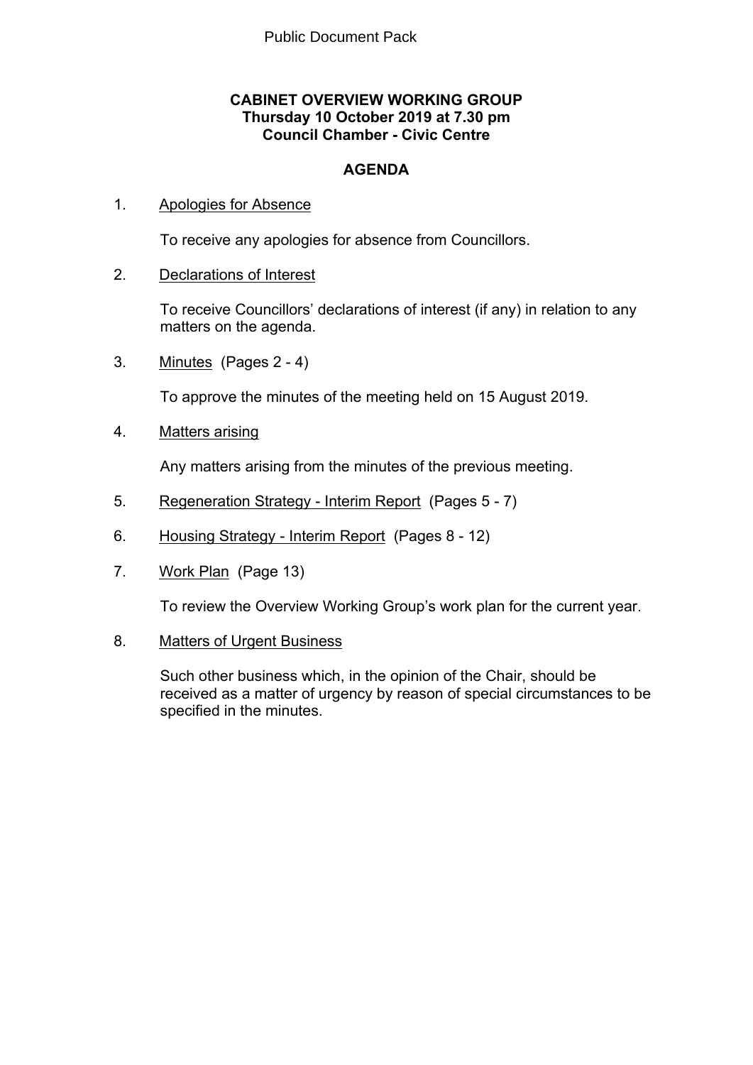Public Document Pack

**CABINET OVERVIEW WORKING GROUP**
**Thursday 10 October 2019 at 7.30 pm**
**Council Chamber - Civic Centre**

# AGENDA

1. Apologies for Absence

   To receive any apologies for absence from Councillors.

2. Declarations of Interest

   To receive Councillors' declarations of interest (if any) in relation to any matters on the agenda.

3. Minutes (Pages 2 - 4)

   To approve the minutes of the meeting held on 15 August 2019.

4. Matters arising

   Any matters arising from the minutes of the previous meeting.

5. Regeneration Strategy - Interim Report (Pages 5 - 7)

6. Housing Strategy - Interim Report (Pages 8 - 12)

7. Work Plan (Page 13)

   To review the Overview Working Group's work plan for the current year.

8. Matters of Urgent Business

   Such other business which, in the opinion of the Chair, should be received as a matter of urgency by reason of special circumstances to be specified in the minutes.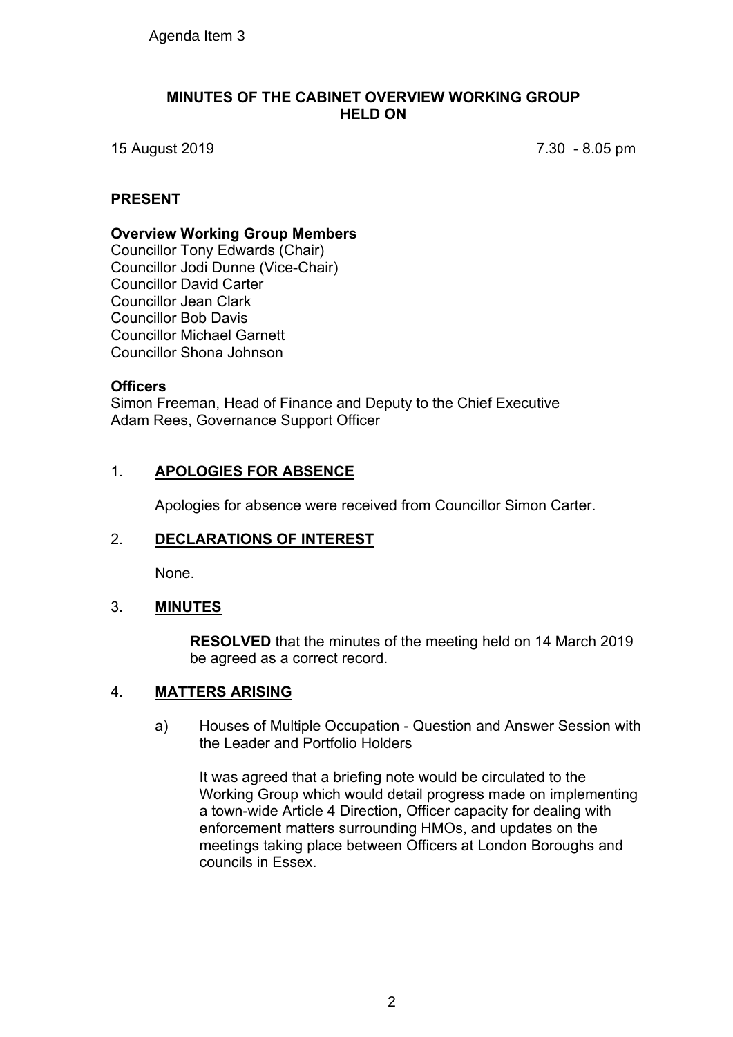Agenda Item 3

# MINUTES OF THE CABINET OVERVIEW WORKING GROUP HELD ON

15 August 2019 7.30 - 8.05 pm

## PRESENT

**Overview Working Group Members**
Councillor Tony Edwards (Chair)
Councillor Jodi Dunne (Vice-Chair)
Councillor David Carter
Councillor Jean Clark
Councillor Bob Davis
Councillor Michael Garnett
Councillor Shona Johnson

**Officers**
Simon Freeman, Head of Finance and Deputy to the Chief Executive
Adam Rees, Governance Support Officer

## 1. APOLOGIES FOR ABSENCE

Apologies for absence were received from Councillor Simon Carter.

## 2. DECLARATIONS OF INTEREST

None.

## 3. MINUTES

**RESOLVED** that the minutes of the meeting held on 14 March 2019 be agreed as a correct record.

## 4. MATTERS ARISING

a) Houses of Multiple Occupation - Question and Answer Session with the Leader and Portfolio Holders

It was agreed that a briefing note would be circulated to the Working Group which would detail progress made on implementing a town-wide Article 4 Direction, Officer capacity for dealing with enforcement matters surrounding HMOs, and updates on the meetings taking place between Officers at London Boroughs and councils in Essex.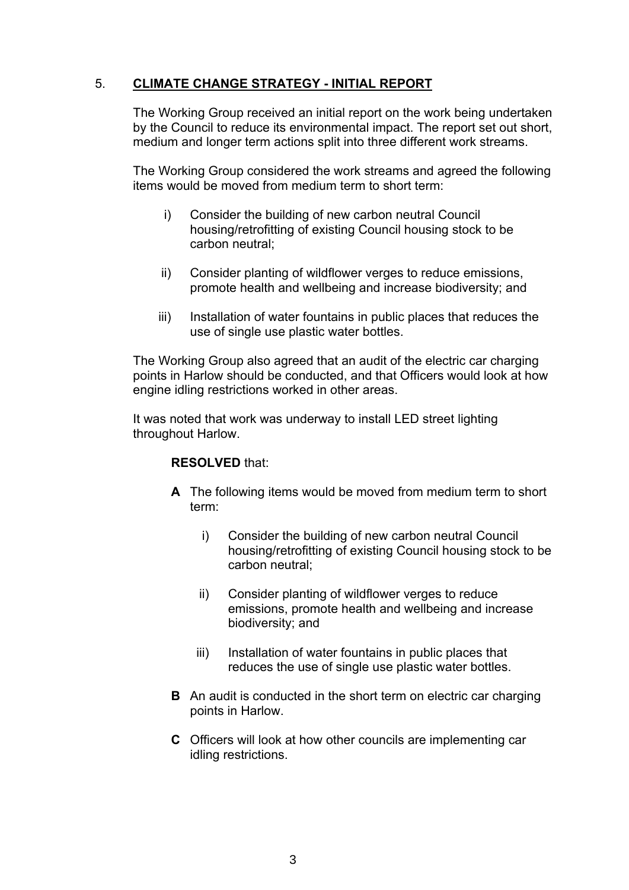## 5. **CLIMATE CHANGE STRATEGY - INITIAL REPORT**

The Working Group received an initial report on the work being undertaken by the Council to reduce its environmental impact. The report set out short, medium and longer term actions split into three different work streams.

The Working Group considered the work streams and agreed the following items would be moved from medium term to short term:

i) Consider the building of new carbon neutral Council housing/retrofitting of existing Council housing stock to be carbon neutral;

ii) Consider planting of wildflower verges to reduce emissions, promote health and wellbeing and increase biodiversity; and

iii) Installation of water fountains in public places that reduces the use of single use plastic water bottles.

The Working Group also agreed that an audit of the electric car charging points in Harlow should be conducted, and that Officers would look at how engine idling restrictions worked in other areas.

It was noted that work was underway to install LED street lighting throughout Harlow.

**RESOLVED** that:

**A** The following items would be moved from medium term to short term:

i) Consider the building of new carbon neutral Council housing/retrofitting of existing Council housing stock to be carbon neutral;

ii) Consider planting of wildflower verges to reduce emissions, promote health and wellbeing and increase biodiversity; and

iii) Installation of water fountains in public places that reduces the use of single use plastic water bottles.

**B** An audit is conducted in the short term on electric car charging points in Harlow.

**C** Officers will look at how other councils are implementing car idling restrictions.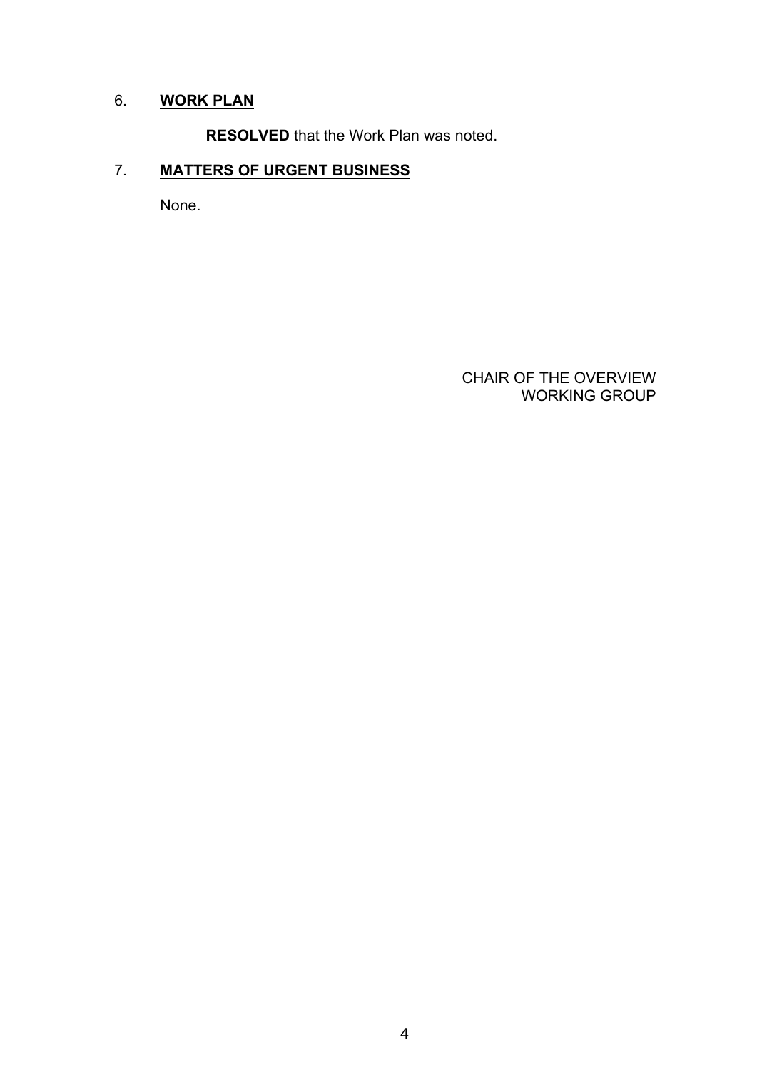6. **WORK PLAN**

**RESOLVED** that the Work Plan was noted.

7. **MATTERS OF URGENT BUSINESS**

None.

CHAIR OF THE OVERVIEW WORKING GROUP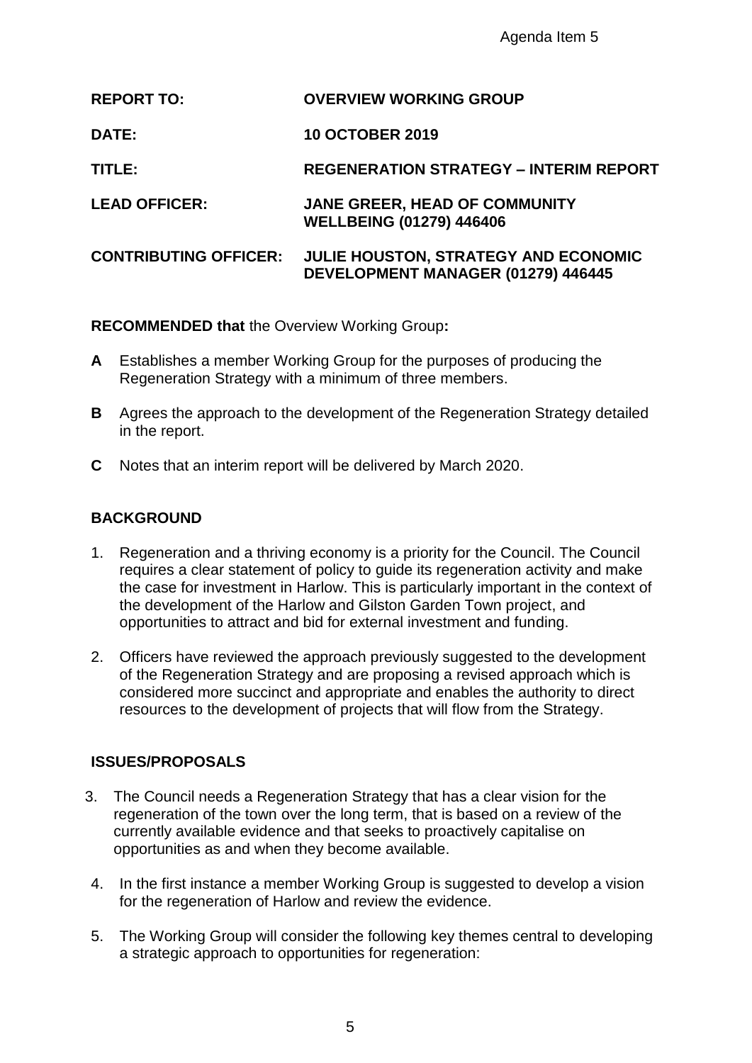Agenda Item 5

| | |
|---|---|
| **REPORT TO:** | **OVERVIEW WORKING GROUP** |
| **DATE:** | **10 OCTOBER 2019** |
| **TITLE:** | **REGENERATION STRATEGY – INTERIM REPORT** |
| **LEAD OFFICER:** | **JANE GREER, HEAD OF COMMUNITY WELLBEING (01279) 446406** |
| **CONTRIBUTING OFFICER:** | **JULIE HOUSTON, STRATEGY AND ECONOMIC DEVELOPMENT MANAGER (01279) 446445** |

**RECOMMENDED that** the Overview Working Group**:**

**A** Establishes a member Working Group for the purposes of producing the Regeneration Strategy with a minimum of three members.

**B** Agrees the approach to the development of the Regeneration Strategy detailed in the report.

**C** Notes that an interim report will be delivered by March 2020.

## BACKGROUND

1. Regeneration and a thriving economy is a priority for the Council. The Council requires a clear statement of policy to guide its regeneration activity and make the case for investment in Harlow. This is particularly important in the context of the development of the Harlow and Gilston Garden Town project, and opportunities to attract and bid for external investment and funding.

2. Officers have reviewed the approach previously suggested to the development of the Regeneration Strategy and are proposing a revised approach which is considered more succinct and appropriate and enables the authority to direct resources to the development of projects that will flow from the Strategy.

## ISSUES/PROPOSALS

3. The Council needs a Regeneration Strategy that has a clear vision for the regeneration of the town over the long term, that is based on a review of the currently available evidence and that seeks to proactively capitalise on opportunities as and when they become available.

4. In the first instance a member Working Group is suggested to develop a vision for the regeneration of Harlow and review the evidence.

5. The Working Group will consider the following key themes central to developing a strategic approach to opportunities for regeneration: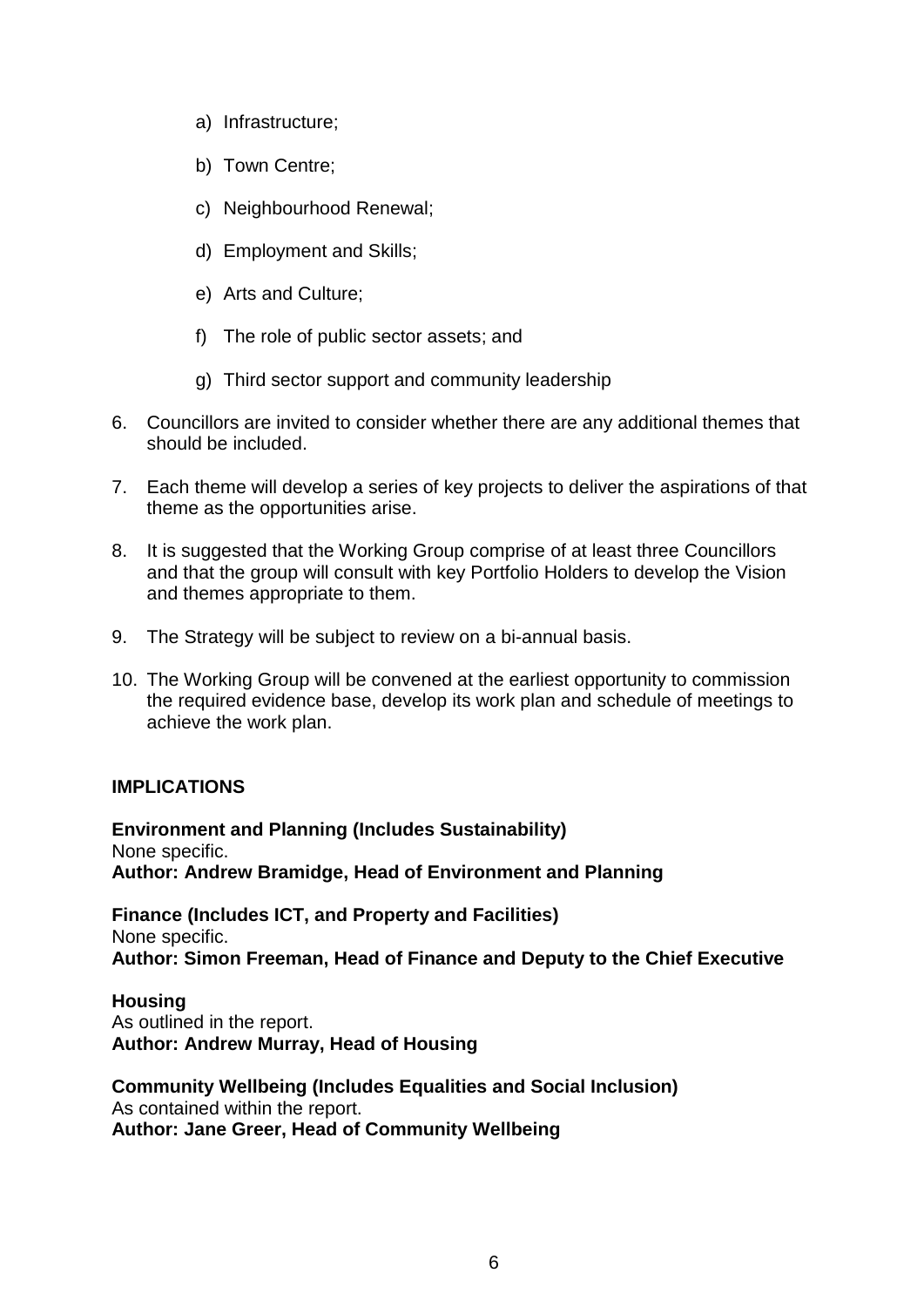a) Infrastructure;

b) Town Centre;

c) Neighbourhood Renewal;

d) Employment and Skills;

e) Arts and Culture;

f) The role of public sector assets; and

g) Third sector support and community leadership

6. Councillors are invited to consider whether there are any additional themes that should be included.

7. Each theme will develop a series of key projects to deliver the aspirations of that theme as the opportunities arise.

8. It is suggested that the Working Group comprise of at least three Councillors and that the group will consult with key Portfolio Holders to develop the Vision and themes appropriate to them.

9. The Strategy will be subject to review on a bi-annual basis.

10. The Working Group will be convened at the earliest opportunity to commission the required evidence base, develop its work plan and schedule of meetings to achieve the work plan.

## IMPLICATIONS

**Environment and Planning (Includes Sustainability)**
None specific.
**Author: Andrew Bramidge, Head of Environment and Planning**

**Finance (Includes ICT, and Property and Facilities)**
None specific.
**Author: Simon Freeman, Head of Finance and Deputy to the Chief Executive**

**Housing**
As outlined in the report.
**Author: Andrew Murray, Head of Housing**

**Community Wellbeing (Includes Equalities and Social Inclusion)**
As contained within the report.
**Author: Jane Greer, Head of Community Wellbeing**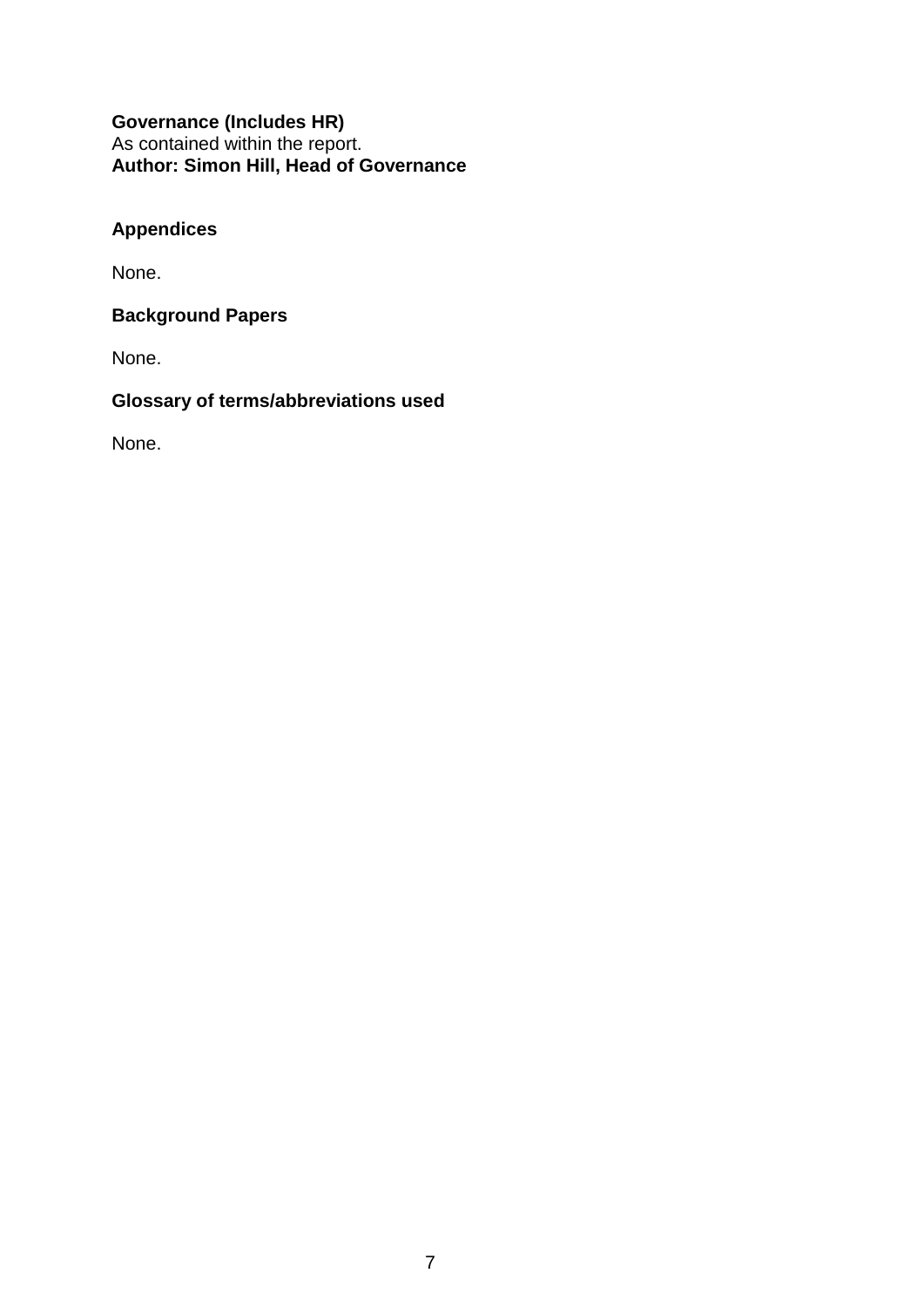**Governance (Includes HR)**
As contained within the report.
**Author: Simon Hill, Head of Governance**

## Appendices

None.

## Background Papers

None.

## Glossary of terms/abbreviations used

None.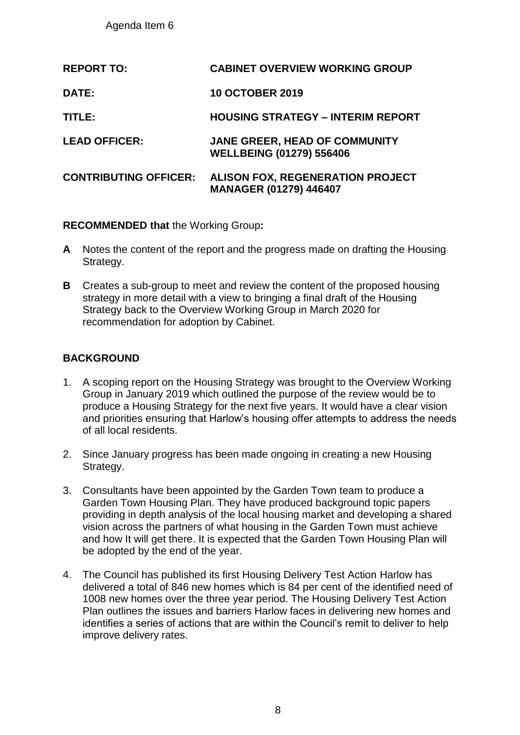Agenda Item 6

| | |
|---|---|
| **REPORT TO:** | **CABINET OVERVIEW WORKING GROUP** |
| **DATE:** | **10 OCTOBER 2019** |
| **TITLE:** | **HOUSING STRATEGY – INTERIM REPORT** |
| **LEAD OFFICER:** | **JANE GREER, HEAD OF COMMUNITY WELLBEING (01279) 556406** |
| **CONTRIBUTING OFFICER:** | **ALISON FOX, REGENERATION PROJECT MANAGER (01279) 446407** |

**RECOMMENDED that** the Working Group**:**

**A** Notes the content of the report and the progress made on drafting the Housing Strategy.

**B** Creates a sub-group to meet and review the content of the proposed housing strategy in more detail with a view to bringing a final draft of the Housing Strategy back to the Overview Working Group in March 2020 for recommendation for adoption by Cabinet.

## BACKGROUND

1. A scoping report on the Housing Strategy was brought to the Overview Working Group in January 2019 which outlined the purpose of the review would be to produce a Housing Strategy for the next five years. It would have a clear vision and priorities ensuring that Harlow's housing offer attempts to address the needs of all local residents.

2. Since January progress has been made ongoing in creating a new Housing Strategy.

3. Consultants have been appointed by the Garden Town team to produce a Garden Town Housing Plan. They have produced background topic papers providing in depth analysis of the local housing market and developing a shared vision across the partners of what housing in the Garden Town must achieve and how It will get there. It is expected that the Garden Town Housing Plan will be adopted by the end of the year.

4. The Council has published its first Housing Delivery Test Action Harlow has delivered a total of 846 new homes which is 84 per cent of the identified need of 1008 new homes over the three year period. The Housing Delivery Test Action Plan outlines the issues and barriers Harlow faces in delivering new homes and identifies a series of actions that are within the Council's remit to deliver to help improve delivery rates.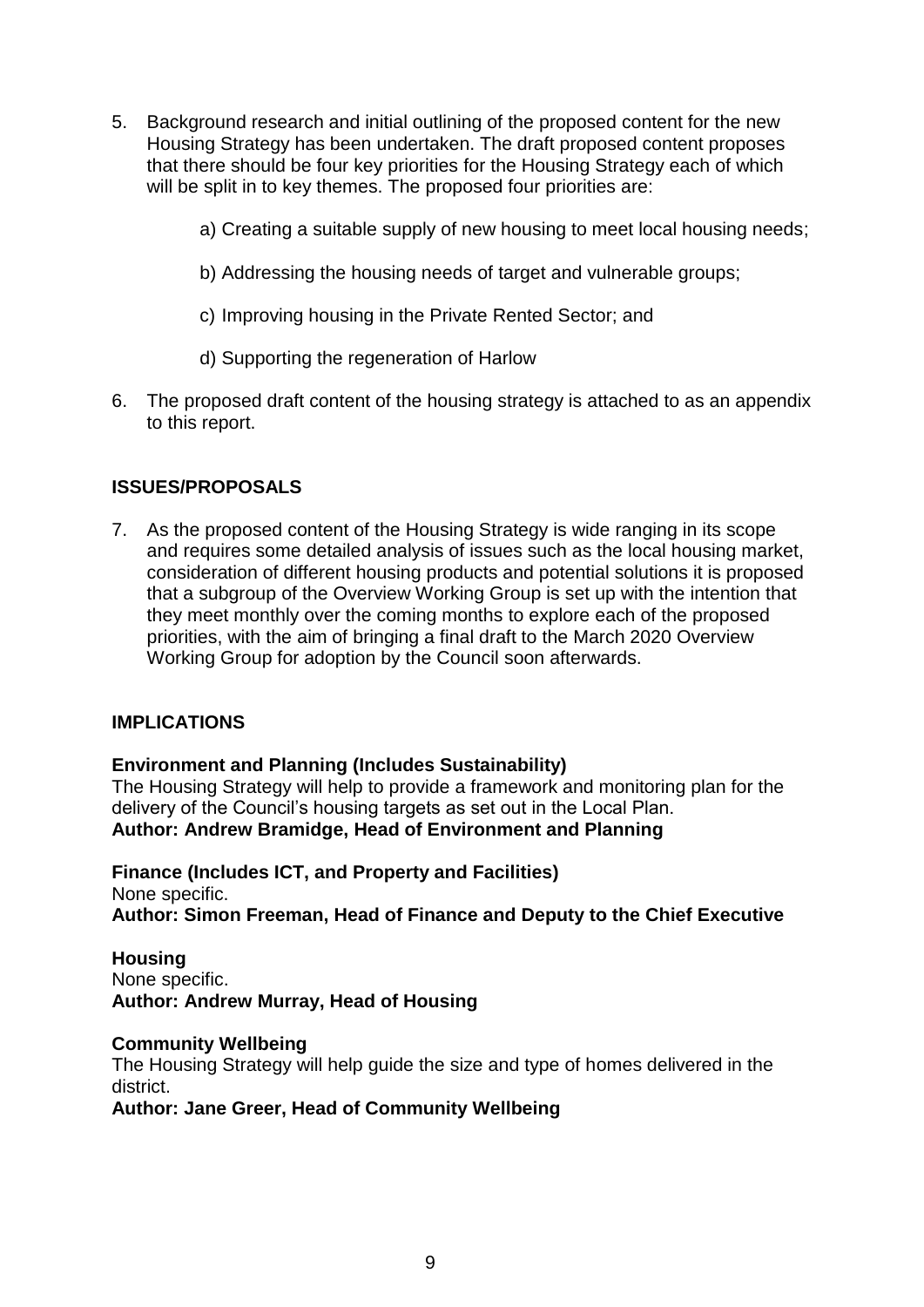5. Background research and initial outlining of the proposed content for the new Housing Strategy has been undertaken. The draft proposed content proposes that there should be four key priorities for the Housing Strategy each of which will be split in to key themes. The proposed four priorities are:

   a) Creating a suitable supply of new housing to meet local housing needs;

   b) Addressing the housing needs of target and vulnerable groups;

   c) Improving housing in the Private Rented Sector; and

   d) Supporting the regeneration of Harlow

6. The proposed draft content of the housing strategy is attached to as an appendix to this report.

## ISSUES/PROPOSALS

7. As the proposed content of the Housing Strategy is wide ranging in its scope and requires some detailed analysis of issues such as the local housing market, consideration of different housing products and potential solutions it is proposed that a subgroup of the Overview Working Group is set up with the intention that they meet monthly over the coming months to explore each of the proposed priorities, with the aim of bringing a final draft to the March 2020 Overview Working Group for adoption by the Council soon afterwards.

## IMPLICATIONS

**Environment and Planning (Includes Sustainability)**
The Housing Strategy will help to provide a framework and monitoring plan for the delivery of the Council's housing targets as set out in the Local Plan.
**Author: Andrew Bramidge, Head of Environment and Planning**

**Finance (Includes ICT, and Property and Facilities)**
None specific.
**Author: Simon Freeman, Head of Finance and Deputy to the Chief Executive**

**Housing**
None specific.
**Author: Andrew Murray, Head of Housing**

**Community Wellbeing**
The Housing Strategy will help guide the size and type of homes delivered in the district.
**Author: Jane Greer, Head of Community Wellbeing**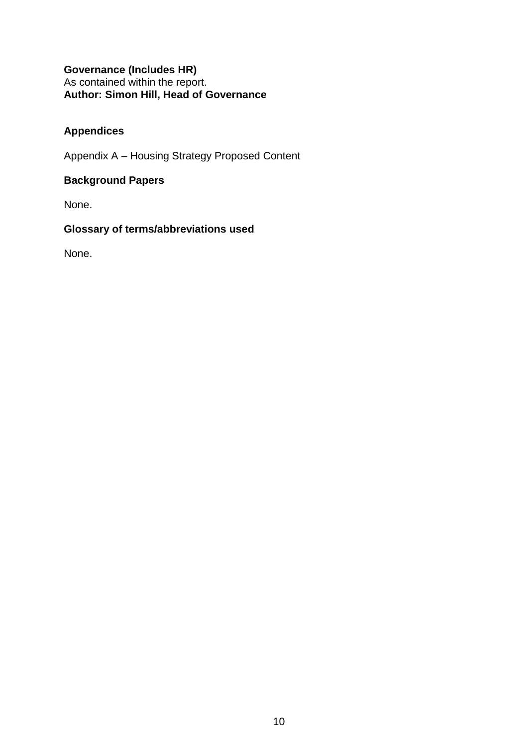**Governance (Includes HR)**
As contained within the report.
**Author: Simon Hill, Head of Governance**

**Appendices**

Appendix A – Housing Strategy Proposed Content

**Background Papers**

None.

**Glossary of terms/abbreviations used**

None.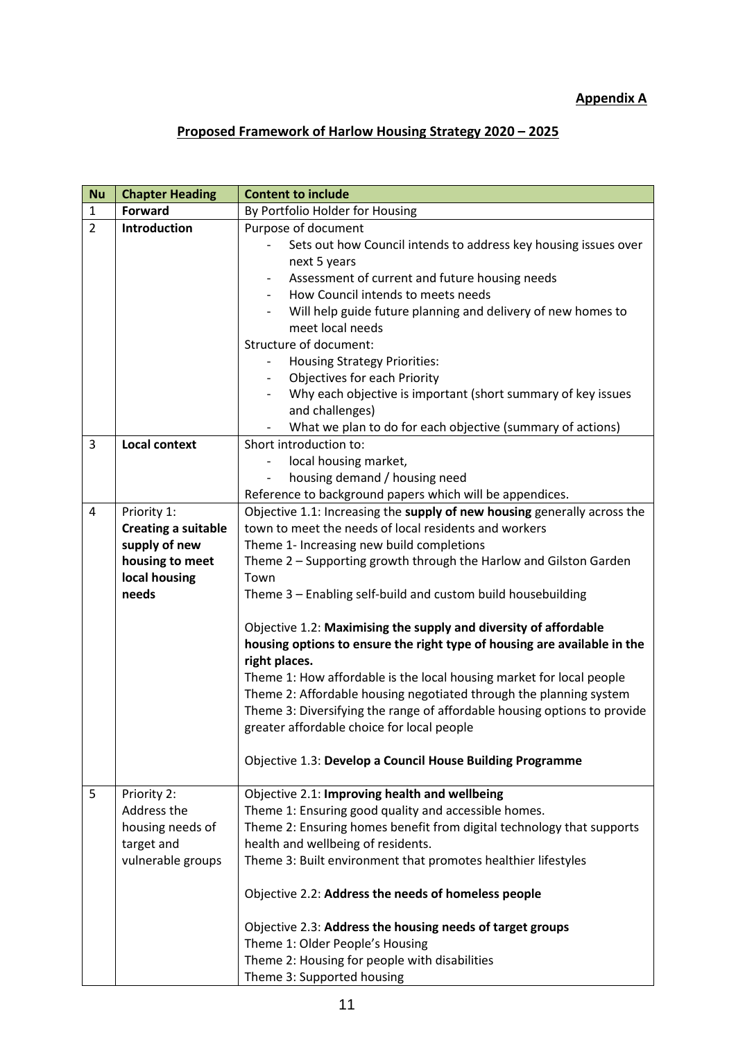**Appendix A**

## Proposed Framework of Harlow Housing Strategy 2020 – 2025

| Nu | Chapter Heading | Content to include |
|---|---|---|
| 1 | **Forward** | By Portfolio Holder for Housing |
| 2 | **Introduction** | Purpose of document<br>- Sets out how Council intends to address key housing issues over next 5 years<br>- Assessment of current and future housing needs<br>- How Council intends to meets needs<br>- Will help guide future planning and delivery of new homes to meet local needs<br>Structure of document:<br>- Housing Strategy Priorities:<br>- Objectives for each Priority<br>- Why each objective is important (short summary of key issues and challenges)<br>- What we plan to do for each objective (summary of actions) |
| 3 | **Local context** | Short introduction to:<br>- local housing market,<br>- housing demand / housing need<br>Reference to background papers which will be appendices. |
| 4 | Priority 1: **Creating a suitable supply of new housing to meet local housing needs** | Objective 1.1: Increasing the **supply of new housing** generally across the town to meet the needs of local residents and workers<br>Theme 1- Increasing new build completions<br>Theme 2 – Supporting growth through the Harlow and Gilston Garden Town<br>Theme 3 – Enabling self-build and custom build housebuilding<br><br>Objective 1.2: **Maximising the supply and diversity of affordable housing options to ensure the right type of housing are available in the right places.**<br>Theme 1: How affordable is the local housing market for local people<br>Theme 2: Affordable housing negotiated through the planning system<br>Theme 3: Diversifying the range of affordable housing options to provide greater affordable choice for local people<br><br>Objective 1.3: **Develop a Council House Building Programme** |
| 5 | Priority 2: Address the housing needs of target and vulnerable groups | Objective 2.1: **Improving health and wellbeing**<br>Theme 1: Ensuring good quality and accessible homes.<br>Theme 2: Ensuring homes benefit from digital technology that supports health and wellbeing of residents.<br>Theme 3: Built environment that promotes healthier lifestyles<br><br>Objective 2.2: **Address the needs of homeless people**<br><br>Objective 2.3: **Address the housing needs of target groups**<br>Theme 1: Older People's Housing<br>Theme 2: Housing for people with disabilities<br>Theme 3: Supported housing |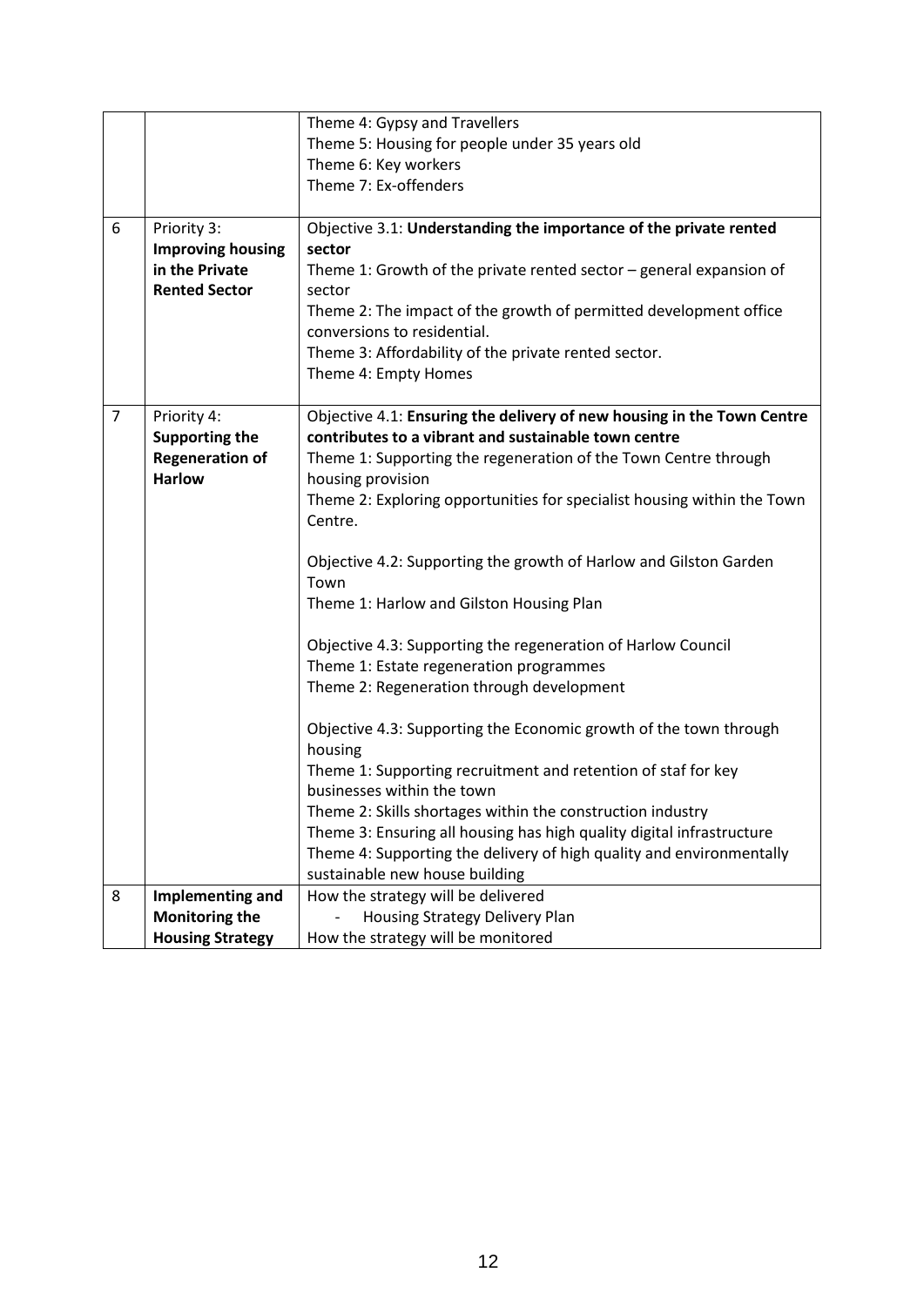|  |  |  |
|---|---|---|
|  |  | Theme 4: Gypsy and Travellers<br>Theme 5: Housing for people under 35 years old<br>Theme 6: Key workers<br>Theme 7: Ex-offenders |
| 6 | Priority 3: **Improving housing in the Private Rented Sector** | Objective 3.1: **Understanding the importance of the private rented sector**<br>Theme 1: Growth of the private rented sector – general expansion of sector<br>Theme 2: The impact of the growth of permitted development office conversions to residential.<br>Theme 3: Affordability of the private rented sector.<br>Theme 4: Empty Homes |
| 7 | Priority 4: **Supporting the Regeneration of Harlow** | Objective 4.1: **Ensuring the delivery of new housing in the Town Centre contributes to a vibrant and sustainable town centre**<br>Theme 1: Supporting the regeneration of the Town Centre through housing provision<br>Theme 2: Exploring opportunities for specialist housing within the Town Centre.<br><br>Objective 4.2: Supporting the growth of Harlow and Gilston Garden Town<br>Theme 1: Harlow and Gilston Housing Plan<br><br>Objective 4.3: Supporting the regeneration of Harlow Council<br>Theme 1: Estate regeneration programmes<br>Theme 2: Regeneration through development<br><br>Objective 4.3: Supporting the Economic growth of the town through housing<br>Theme 1: Supporting recruitment and retention of staf for key businesses within the town<br>Theme 2: Skills shortages within the construction industry<br>Theme 3: Ensuring all housing has high quality digital infrastructure<br>Theme 4: Supporting the delivery of high quality and environmentally sustainable new house building |
| 8 | **Implementing and Monitoring the Housing Strategy** | How the strategy will be delivered<br>- Housing Strategy Delivery Plan<br>How the strategy will be monitored |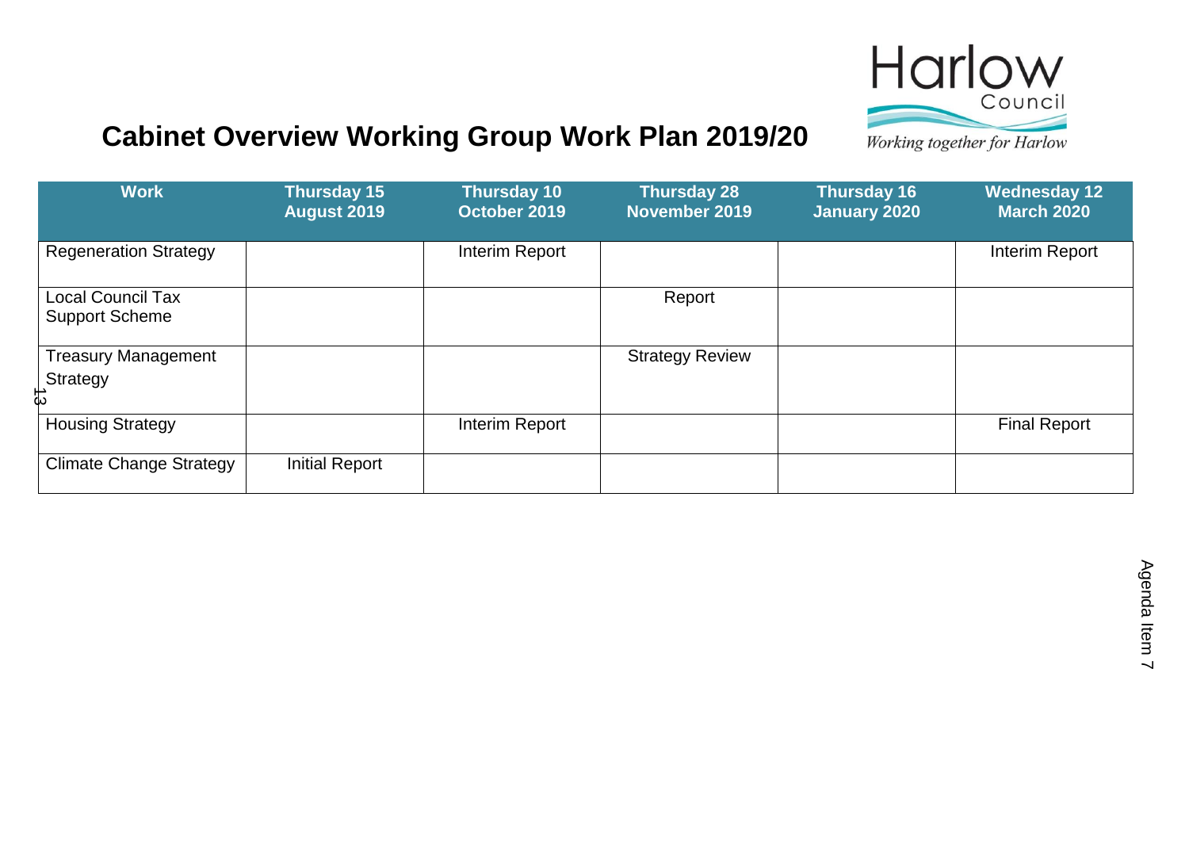# Cabinet Overview Working Group Work Plan 2019/20

| Work | Thursday 15 August 2019 | Thursday 10 October 2019 | Thursday 28 November 2019 | Thursday 16 January 2020 | Wednesday 12 March 2020 |
|---|---|---|---|---|---|
| Regeneration Strategy | | Interim Report | | | Interim Report |
| Local Council Tax Support Scheme | | | Report | | |
| Treasury Management Strategy | | | Strategy Review | | |
| Housing Strategy | | Interim Report | | | Final Report |
| Climate Change Strategy | Initial Report | | | | |

Agenda Item 7